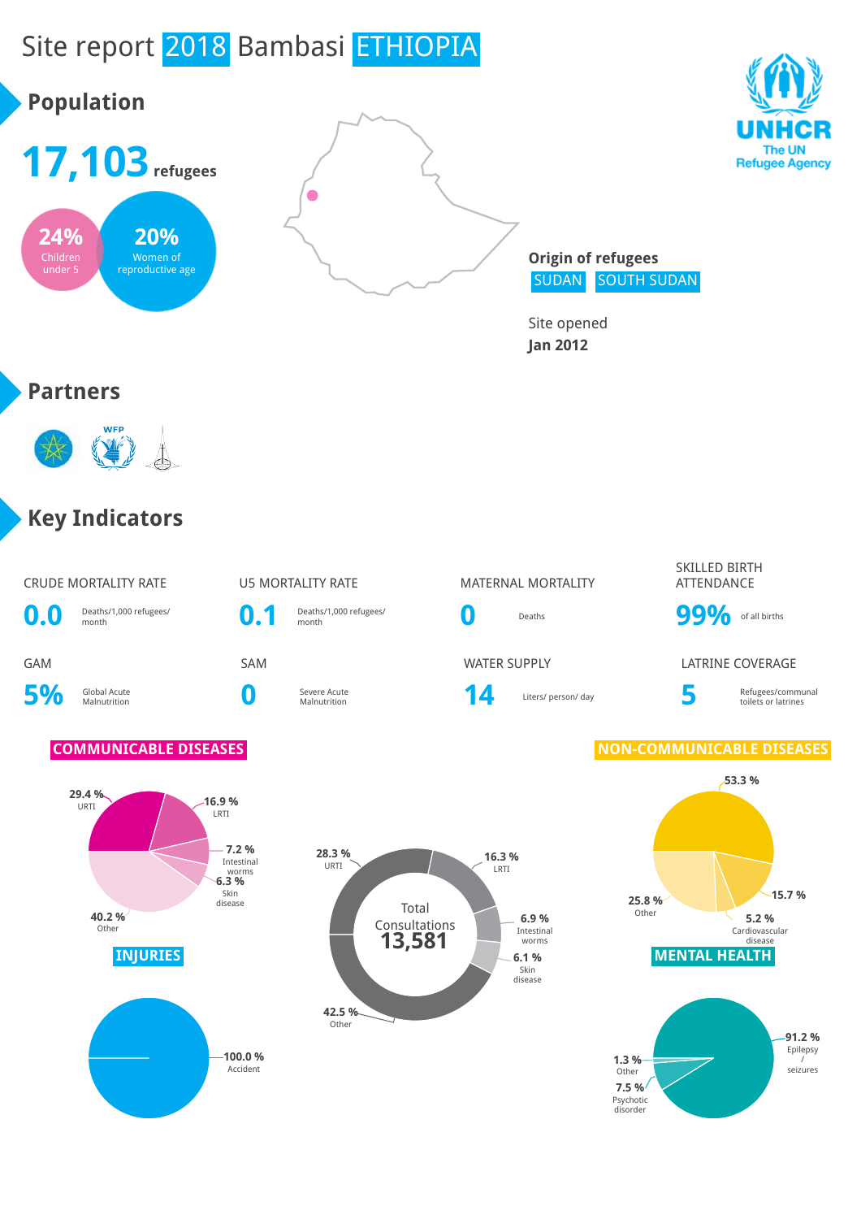# Site report 2018 Bambasi ETHIOPIA

UNHCR
The UN Refugee Agency

## Population

**17,103** refugees

**24%** Children under 5

**20%** Women of reproductive age

**Origin of refugees**
SUDAN SOUTH SUDAN

Site opened
**Jan 2012**

## Partners

## Key Indicators

| CRUDE MORTALITY RATE | U5 MORTALITY RATE | MATERNAL MORTALITY | SKILLED BIRTH ATTENDANCE |
|---|---|---|---|
| **0.0** Deaths/1,000 refugees/ month | **0.1** Deaths/1,000 refugees/ month | **0** Deaths | **99%** of all births |

| GAM | SAM | WATER SUPPLY | LATRINE COVERAGE |
|---|---|---|---|
| **5%** Global Acute Malnutrition | **0** Severe Acute Malnutrition | **14** Liters/ person/ day | **5** Refugees/communal toilets or latrines |

### COMMUNICABLE DISEASES

- 29.4 % URTI
- 16.9 % LRTI
- 7.2 % Intestinal worms
- 6.3 % Skin disease
- 40.2 % Other

### Total Consultations 13,581

- 28.3 % URTI
- 16.3 % LRTI
- 6.9 % Intestinal worms
- 6.1 % Skin disease
- 42.5 % Other

### NON-COMMUNICABLE DISEASES

- 53.3 %
- 15.7 %
- 5.2 % Cardiovascular disease
- 25.8 % Other

### INJURIES

- 100.0 % Accident

### MENTAL HEALTH

- 91.2 % Epilepsy / seizures
- 1.3 % Other
- 7.5 % Psychotic disorder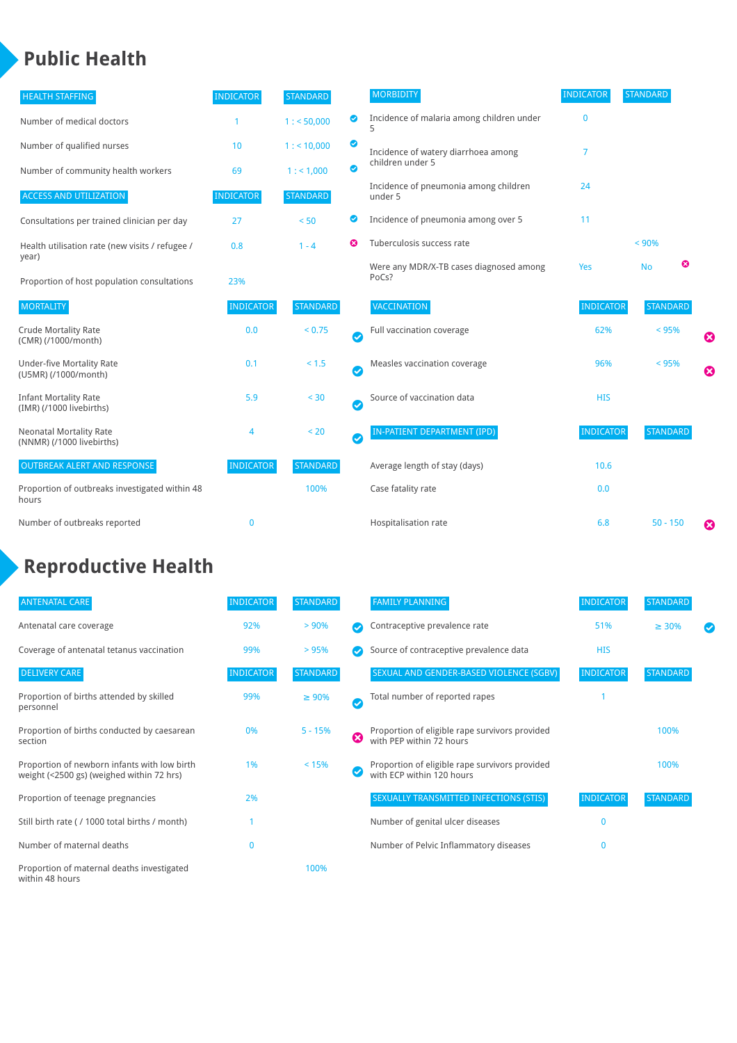# Public Health

| HEALTH STAFFING | INDICATOR | STANDARD | |
|---|---|---|---|
| Number of medical doctors | 1 | 1 : < 50,000 | ✔ |
| Number of qualified nurses | 10 | 1 : < 10,000 | ✔ |
| Number of community health workers | 69 | 1 : < 1,000 | ✔ |

| ACCESS AND UTILIZATION | INDICATOR | STANDARD | |
|---|---|---|---|
| Consultations per trained clinician per day | 27 | < 50 | ✔ |
| Health utilisation rate (new visits / refugee / year) | 0.8 | 1 - 4 | ✖ |
| Proportion of host population consultations | 23% | | |

| MORTALITY | INDICATOR | STANDARD | |
|---|---|---|---|
| Crude Mortality Rate (CMR) (/1000/month) | 0.0 | < 0.75 | ✔ |
| Under-five Mortality Rate (U5MR) (/1000/month) | 0.1 | < 1.5 | ✔ |
| Infant Mortality Rate (IMR) (/1000 livebirths) | 5.9 | < 30 | ✔ |
| Neonatal Mortality Rate (NNMR) (/1000 livebirths) | 4 | < 20 | ✔ |

| OUTBREAK ALERT AND RESPONSE | INDICATOR | STANDARD |
|---|---|---|
| Proportion of outbreaks investigated within 48 hours | | 100% |
| Number of outbreaks reported | 0 | |

| MORBIDITY | INDICATOR | STANDARD | |
|---|---|---|---|
| Incidence of malaria among children under 5 | 0 | | |
| Incidence of watery diarrhoea among children under 5 | 7 | | |
| Incidence of pneumonia among children under 5 | 24 | | |
| Incidence of pneumonia among over 5 | 11 | | |
| Tuberculosis success rate | | < 90% | |
| Were any MDR/X-TB cases diagnosed among PoCs? | Yes | No | ✖ |

| VACCINATION | INDICATOR | STANDARD | |
|---|---|---|---|
| Full vaccination coverage | 62% | < 95% | ✖ |
| Measles vaccination coverage | 96% | < 95% | ✖ |
| Source of vaccination data | HIS | | |

| IN-PATIENT DEPARTMENT (IPD) | INDICATOR | STANDARD | |
|---|---|---|---|
| Average length of stay (days) | 10.6 | | |
| Case fatality rate | 0.0 | | |
| Hospitalisation rate | 6.8 | 50 - 150 | ✖ |

# Reproductive Health

| ANTENATAL CARE | INDICATOR | STANDARD | |
|---|---|---|---|
| Antenatal care coverage | 92% | > 90% | ✔ |
| Coverage of antenatal tetanus vaccination | 99% | > 95% | ✔ |

| DELIVERY CARE | INDICATOR | STANDARD | |
|---|---|---|---|
| Proportion of births attended by skilled personnel | 99% | ≥ 90% | ✔ |
| Proportion of births conducted by caesarean section | 0% | 5 - 15% | ✖ |
| Proportion of newborn infants with low birth weight (<2500 gs) (weighed within 72 hrs) | 1% | < 15% | ✔ |
| Proportion of teenage pregnancies | 2% | | |
| Still birth rate ( / 1000 total births / month) | 1 | | |
| Number of maternal deaths | 0 | | |
| Proportion of maternal deaths investigated within 48 hours | | 100% | |

| FAMILY PLANNING | INDICATOR | STANDARD | |
|---|---|---|---|
| Contraceptive prevalence rate | 51% | ≥ 30% | ✔ |
| Source of contraceptive prevalence data | HIS | | |

| SEXUAL AND GENDER-BASED VIOLENCE (SGBV) | INDICATOR | STANDARD |
|---|---|---|
| Total number of reported rapes | 1 | |
| Proportion of eligible rape survivors provided with PEP within 72 hours | | 100% |
| Proportion of eligible rape survivors provided with ECP within 120 hours | | 100% |

| SEXUALLY TRANSMITTED INFECTIONS (STIS) | INDICATOR | STANDARD |
|---|---|---|
| Number of genital ulcer diseases | 0 | |
| Number of Pelvic Inflammatory diseases | 0 | |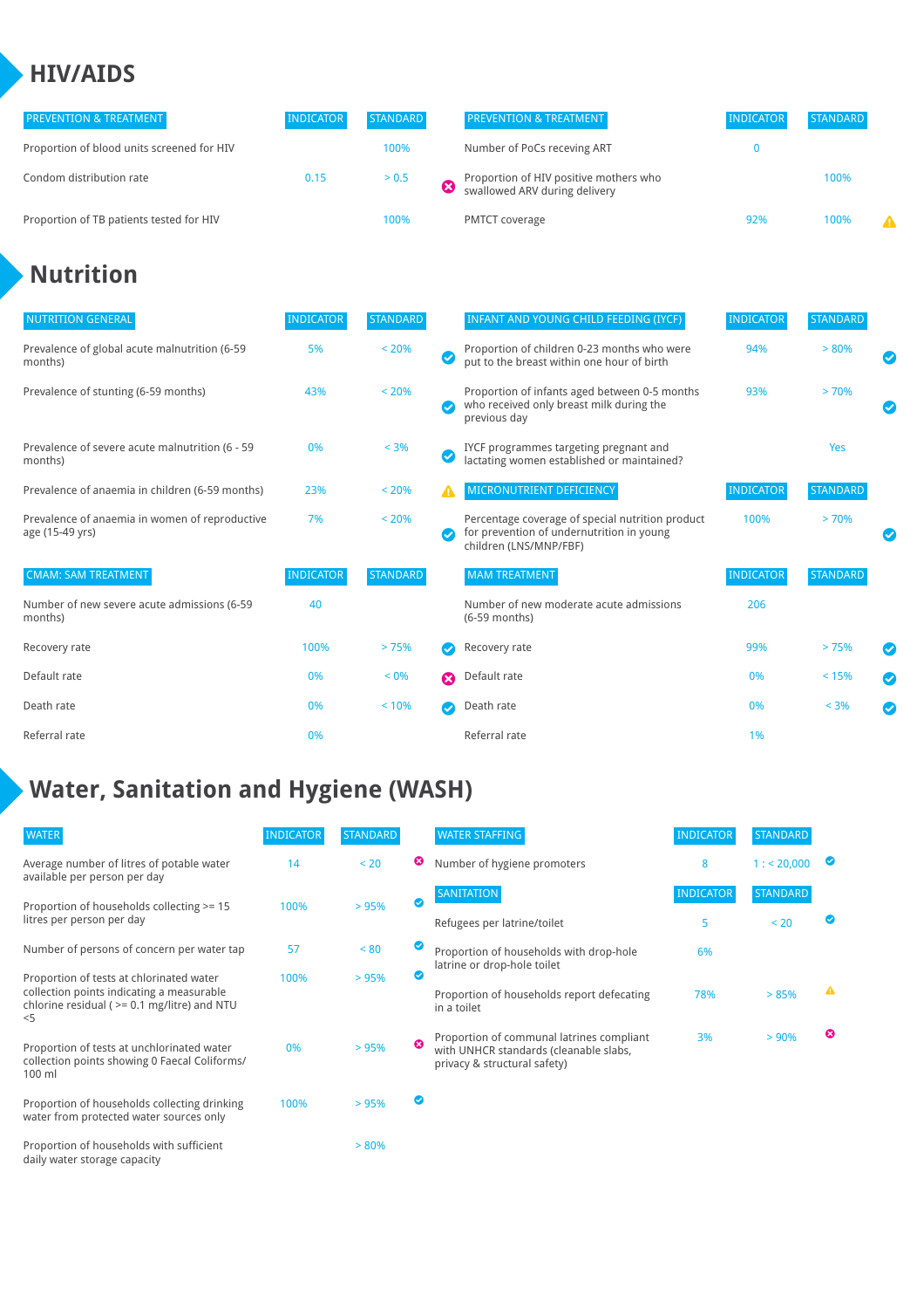# HIV/AIDS

| PREVENTION & TREATMENT | INDICATOR | STANDARD | |
|---|---|---|---|
| Proportion of blood units screened for HIV | | 100% | |
| Condom distribution rate | 0.15 | > 0.5 | ✖ |
| Proportion of TB patients tested for HIV | | 100% | |

| PREVENTION & TREATMENT | INDICATOR | STANDARD | |
|---|---|---|---|
| Number of PoCs receving ART | 0 | | |
| Proportion of HIV positive mothers who swallowed ARV during delivery | | 100% | |
| PMTCT coverage | 92% | 100% | ⚠ |

# Nutrition

| NUTRITION GENERAL | INDICATOR | STANDARD | |
|---|---|---|---|
| Prevalence of global acute malnutrition (6-59 months) | 5% | < 20% | ✔ |
| Prevalence of stunting (6-59 months) | 43% | < 20% | ✔ |
| Prevalence of severe acute malnutrition (6 - 59 months) | 0% | < 3% | ✔ |
| Prevalence of anaemia in children (6-59 months) | 23% | < 20% | ⚠ |
| Prevalence of anaemia in women of reproductive age (15-49 yrs) | 7% | < 20% | ✔ |

| INFANT AND YOUNG CHILD FEEDING (IYCF) | INDICATOR | STANDARD | |
|---|---|---|---|
| Proportion of children 0-23 months who were put to the breast within one hour of birth | 94% | > 80% | ✔ |
| Proportion of infants aged between 0-5 months who received only breast milk during the previous day | 93% | > 70% | ✔ |
| IYCF programmes targeting pregnant and lactating women established or maintained? | | Yes | |

| MICRONUTRIENT DEFICIENCY | INDICATOR | STANDARD | |
|---|---|---|---|
| Percentage coverage of special nutrition product for prevention of undernutrition in young children (LNS/MNP/FBF) | 100% | > 70% | ✔ |

| CMAM: SAM TREATMENT | INDICATOR | STANDARD | |
|---|---|---|---|
| Number of new severe acute admissions (6-59 months) | 40 | | |
| Recovery rate | 100% | > 75% | ✔ |
| Default rate | 0% | < 0% | ✖ |
| Death rate | 0% | < 10% | ✔ |
| Referral rate | 0% | | |

| MAM TREATMENT | INDICATOR | STANDARD | |
|---|---|---|---|
| Number of new moderate acute admissions (6-59 months) | 206 | | |
| Recovery rate | 99% | > 75% | ✔ |
| Default rate | 0% | < 15% | ✔ |
| Death rate | 0% | < 3% | ✔ |
| Referral rate | 1% | | |

# Water, Sanitation and Hygiene (WASH)

| WATER | INDICATOR | STANDARD | |
|---|---|---|---|
| Average number of litres of potable water available per person per day | 14 | < 20 | ✖ |
| Proportion of households collecting >= 15 litres per person per day | 100% | > 95% | ✔ |
| Number of persons of concern per water tap | 57 | < 80 | ✔ |
| Proportion of tests at chlorinated water collection points indicating a measurable chlorine residual ( >= 0.1 mg/litre) and NTU <5 | 100% | > 95% | ✔ |
| Proportion of tests at unchlorinated water collection points showing 0 Faecal Coliforms/ 100 ml | 0% | > 95% | ✖ |
| Proportion of households collecting drinking water from protected water sources only | 100% | > 95% | ✔ |
| Proportion of households with sufficient daily water storage capacity | | > 80% | |

| WATER STAFFING | INDICATOR | STANDARD | |
|---|---|---|---|
| Number of hygiene promoters | 8 | 1 : < 20,000 | ✔ |

| SANITATION | INDICATOR | STANDARD | |
|---|---|---|---|
| Refugees per latrine/toilet | 5 | < 20 | ✔ |
| Proportion of households with drop-hole latrine or drop-hole toilet | 6% | | |
| Proportion of households report defecating in a toilet | 78% | > 85% | ⚠ |
| Proportion of communal latrines compliant with UNHCR standards (cleanable slabs, privacy & structural safety) | 3% | > 90% | ✖ |